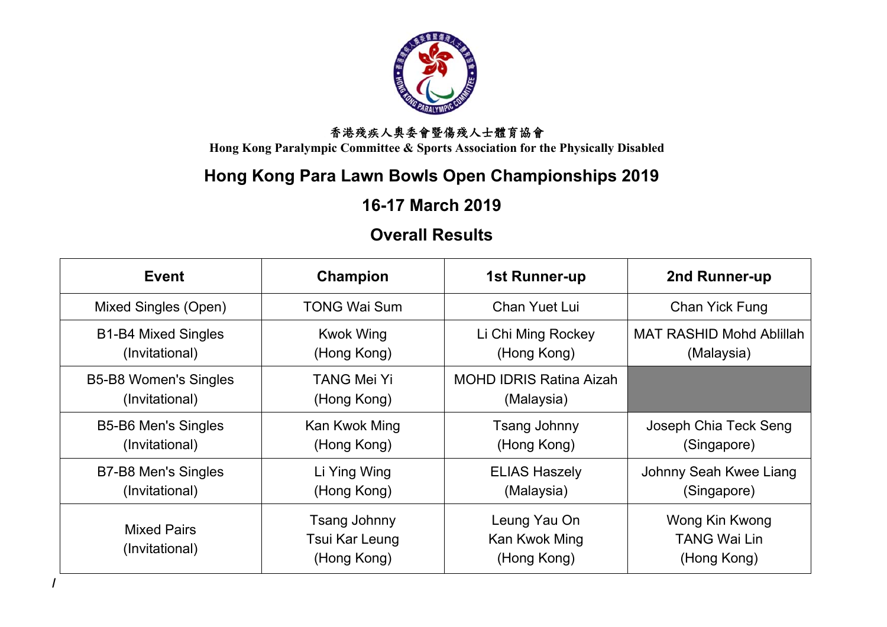香港殘疾人奧委會暨傷殘人士體育協會

**Hong Kong Paralympic Committee & Sports Association for the Physically Disabled**

# Hong Kong Para Lawn Bowls Open Championships 2019

## 16-17 March 2019

## Overall Results

| Event | Champion | 1st Runner-up | 2nd Runner-up |
| --- | --- | --- | --- |
| Mixed Singles (Open) | TONG Wai Sum | Chan Yuet Lui | Chan Yick Fung |
| B1-B4 Mixed Singles (Invitational) | Kwok Wing (Hong Kong) | Li Chi Ming Rockey (Hong Kong) | MAT RASHID Mohd Ablillah (Malaysia) |
| B5-B8 Women's Singles (Invitational) | TANG Mei Yi (Hong Kong) | MOHD IDRIS Ratina Aizah (Malaysia) | |
| B5-B6 Men's Singles (Invitational) | Kan Kwok Ming (Hong Kong) | Tsang Johnny (Hong Kong) | Joseph Chia Teck Seng (Singapore) |
| B7-B8 Men's Singles (Invitational) | Li Ying Wing (Hong Kong) | ELIAS Haszely (Malaysia) | Johnny Seah Kwee Liang (Singapore) |
| Mixed Pairs (Invitational) | Tsang Johnny<br>Tsui Kar Leung<br>(Hong Kong) | Leung Yau On<br>Kan Kwok Ming<br>(Hong Kong) | Wong Kin Kwong<br>TANG Wai Lin<br>(Hong Kong) |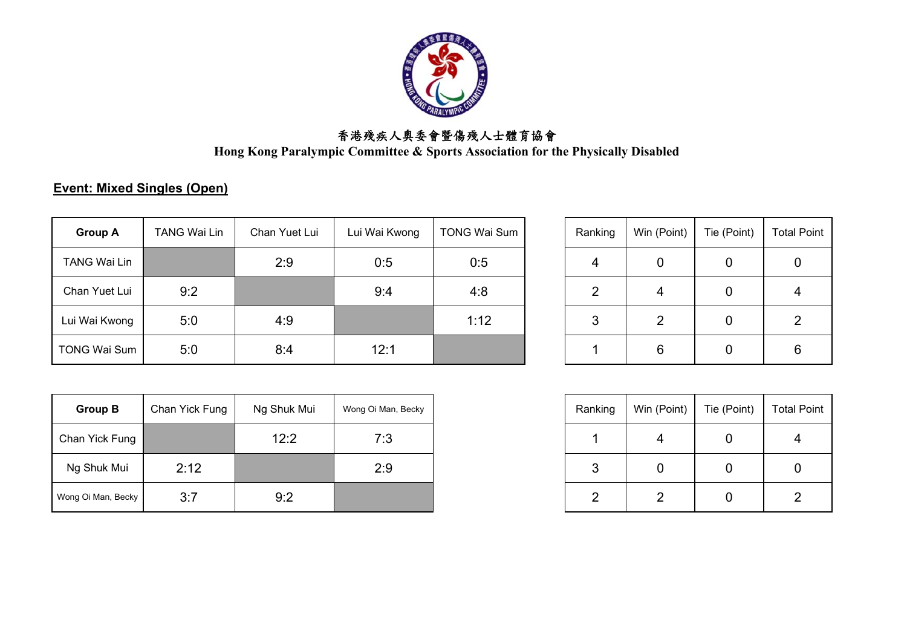香港殘疾人奧委會暨傷殘人士體育協會

**Hong Kong Paralympic Committee & Sports Association for the Physically Disabled**

## Event: Mixed Singles (Open)

| Group A | TANG Wai Lin | Chan Yuet Lui | Lui Wai Kwong | TONG Wai Sum | Ranking | Win (Point) | Tie (Point) | Total Point |
|---|---|---|---|---|---|---|---|---|
| TANG Wai Lin | | 2:9 | 0:5 | 0:5 | 4 | 0 | 0 | 0 |
| Chan Yuet Lui | 9:2 | | 9:4 | 4:8 | 2 | 4 | 0 | 4 |
| Lui Wai Kwong | 5:0 | 4:9 | | 1:12 | 3 | 2 | 0 | 2 |
| TONG Wai Sum | 5:0 | 8:4 | 12:1 | | 1 | 6 | 0 | 6 |

| Group B | Chan Yick Fung | Ng Shuk Mui | Wong Oi Man, Becky | Ranking | Win (Point) | Tie (Point) | Total Point |
|---|---|---|---|---|---|---|---|
| Chan Yick Fung | | 12:2 | 7:3 | 1 | 4 | 0 | 4 |
| Ng Shuk Mui | 2:12 | | 2:9 | 3 | 0 | 0 | 0 |
| Wong Oi Man, Becky | 3:7 | 9:2 | | 2 | 2 | 0 | 2 |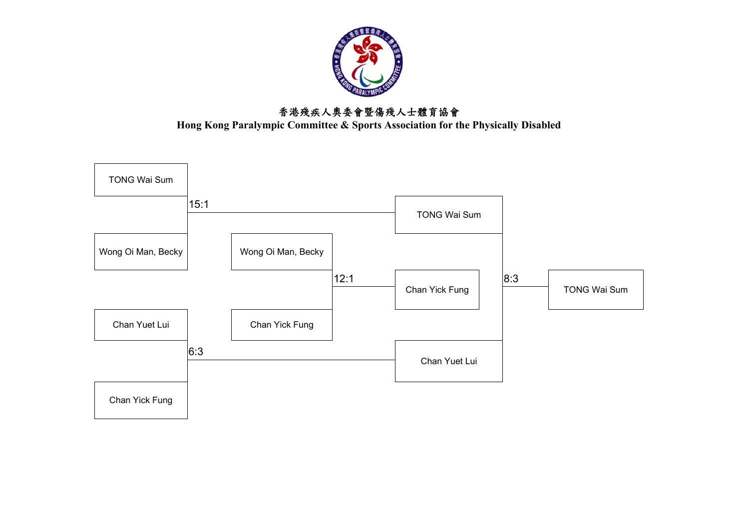香港殘疾人奧委會暨傷殘人士體育協會

**Hong Kong Paralympic Committee & Sports Association for the Physically Disabled**

| Round 1 | Score | Round 2 | Score | Final | Score | Winner |
|---|---|---|---|---|---|---|
| TONG Wai Sum | 15:1 | TONG Wai Sum | | TONG Wai Sum | 8:3 | TONG Wai Sum |
| Wong Oi Man, Becky | | | | | | |
| | | Wong Oi Man, Becky | 12:1 | Chan Yick Fung | | |
| | | Chan Yick Fung | | | | |
| Chan Yuet Lui | 6:3 | Chan Yuet Lui | | Chan Yuet Lui | | |
| Chan Yick Fung | | | | | | |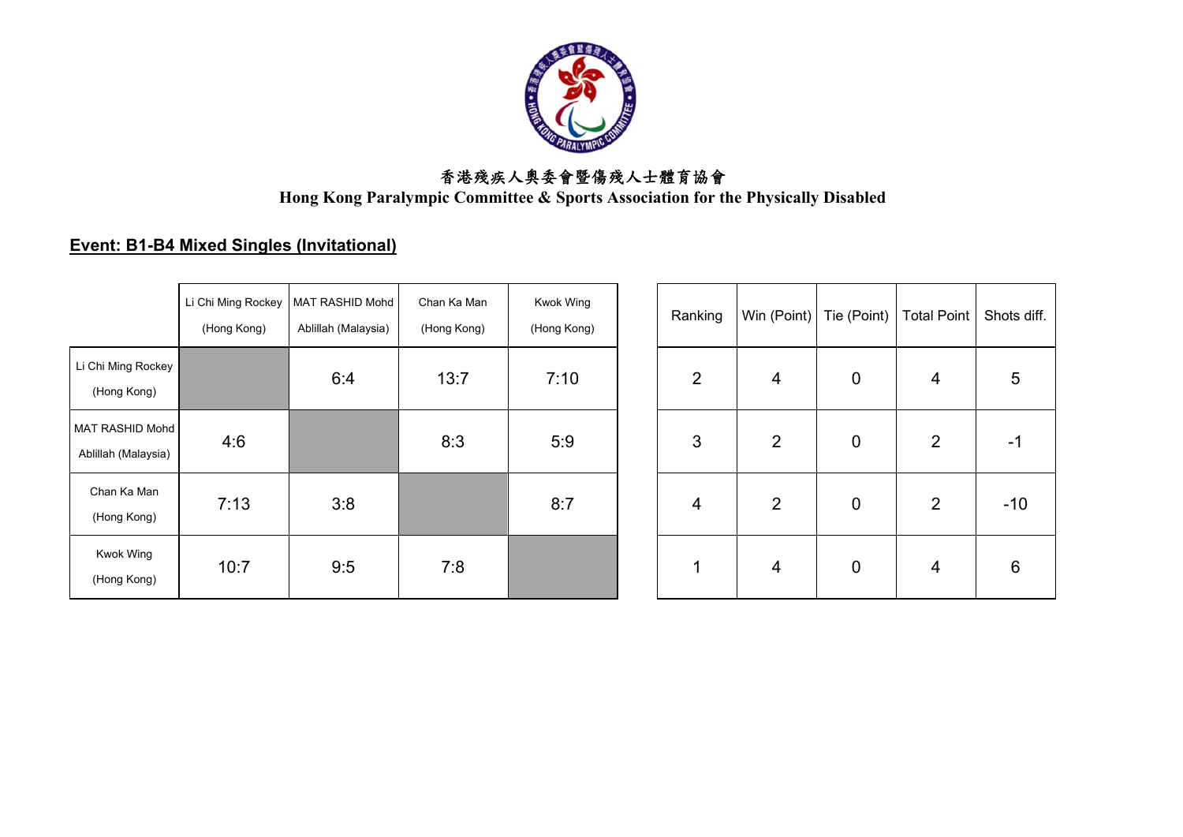香港殘疾人奧委會暨傷殘人士體育協會
**Hong Kong Paralympic Committee & Sports Association for the Physically Disabled**

## Event: B1-B4 Mixed Singles (Invitational)

| | Li Chi Ming Rockey (Hong Kong) | MAT RASHID Mohd Ablillah (Malaysia) | Chan Ka Man (Hong Kong) | Kwok Wing (Hong Kong) |
|---|---|---|---|---|
| Li Chi Ming Rockey (Hong Kong) | | 6:4 | 13:7 | 7:10 |
| MAT RASHID Mohd Ablillah (Malaysia) | 4:6 | | 8:3 | 5:9 |
| Chan Ka Man (Hong Kong) | 7:13 | 3:8 | | 8:7 |
| Kwok Wing (Hong Kong) | 10:7 | 9:5 | 7:8 | |

| Ranking | Win (Point) | Tie (Point) | Total Point | Shots diff. |
|---|---|---|---|---|
| 2 | 4 | 0 | 4 | 5 |
| 3 | 2 | 0 | 2 | -1 |
| 4 | 2 | 0 | 2 | -10 |
| 1 | 4 | 0 | 4 | 6 |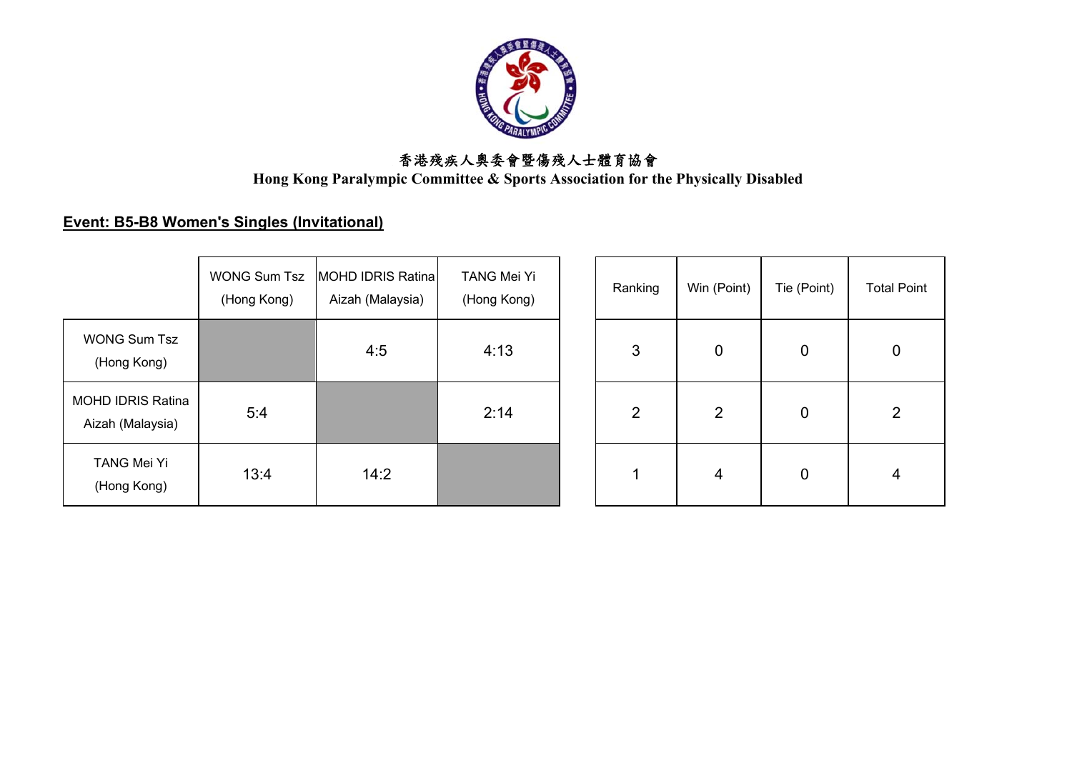香港殘疾人奧委會暨傷殘人士體育協會

**Hong Kong Paralympic Committee & Sports Association for the Physically Disabled**

**Event: B5-B8 Women's Singles (Invitational)**

| | WONG Sum Tsz (Hong Kong) | MOHD IDRIS Ratina Aizah (Malaysia) | TANG Mei Yi (Hong Kong) | Ranking | Win (Point) | Tie (Point) | Total Point |
|---|---|---|---|---|---|---|---|
| WONG Sum Tsz (Hong Kong) | | 4:5 | 4:13 | 3 | 0 | 0 | 0 |
| MOHD IDRIS Ratina Aizah (Malaysia) | 5:4 | | 2:14 | 2 | 2 | 0 | 2 |
| TANG Mei Yi (Hong Kong) | 13:4 | 14:2 | | 1 | 4 | 0 | 4 |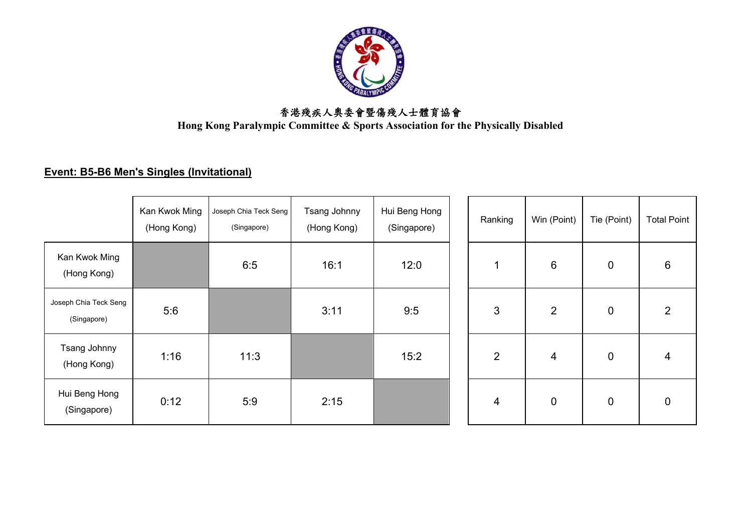香港殘疾人奧委會暨傷殘人士體育協會

**Hong Kong Paralympic Committee & Sports Association for the Physically Disabled**

**Event: B5-B6 Men's Singles (Invitational)**

| | Kan Kwok Ming (Hong Kong) | Joseph Chia Teck Seng (Singapore) | Tsang Johnny (Hong Kong) | Hui Beng Hong (Singapore) | Ranking | Win (Point) | Tie (Point) | Total Point |
|---|---|---|---|---|---|---|---|---|
| Kan Kwok Ming (Hong Kong) | | 6:5 | 16:1 | 12:0 | 1 | 6 | 0 | 6 |
| Joseph Chia Teck Seng (Singapore) | 5:6 | | 3:11 | 9:5 | 3 | 2 | 0 | 2 |
| Tsang Johnny (Hong Kong) | 1:16 | 11:3 | | 15:2 | 2 | 4 | 0 | 4 |
| Hui Beng Hong (Singapore) | 0:12 | 5:9 | 2:15 | | 4 | 0 | 0 | 0 |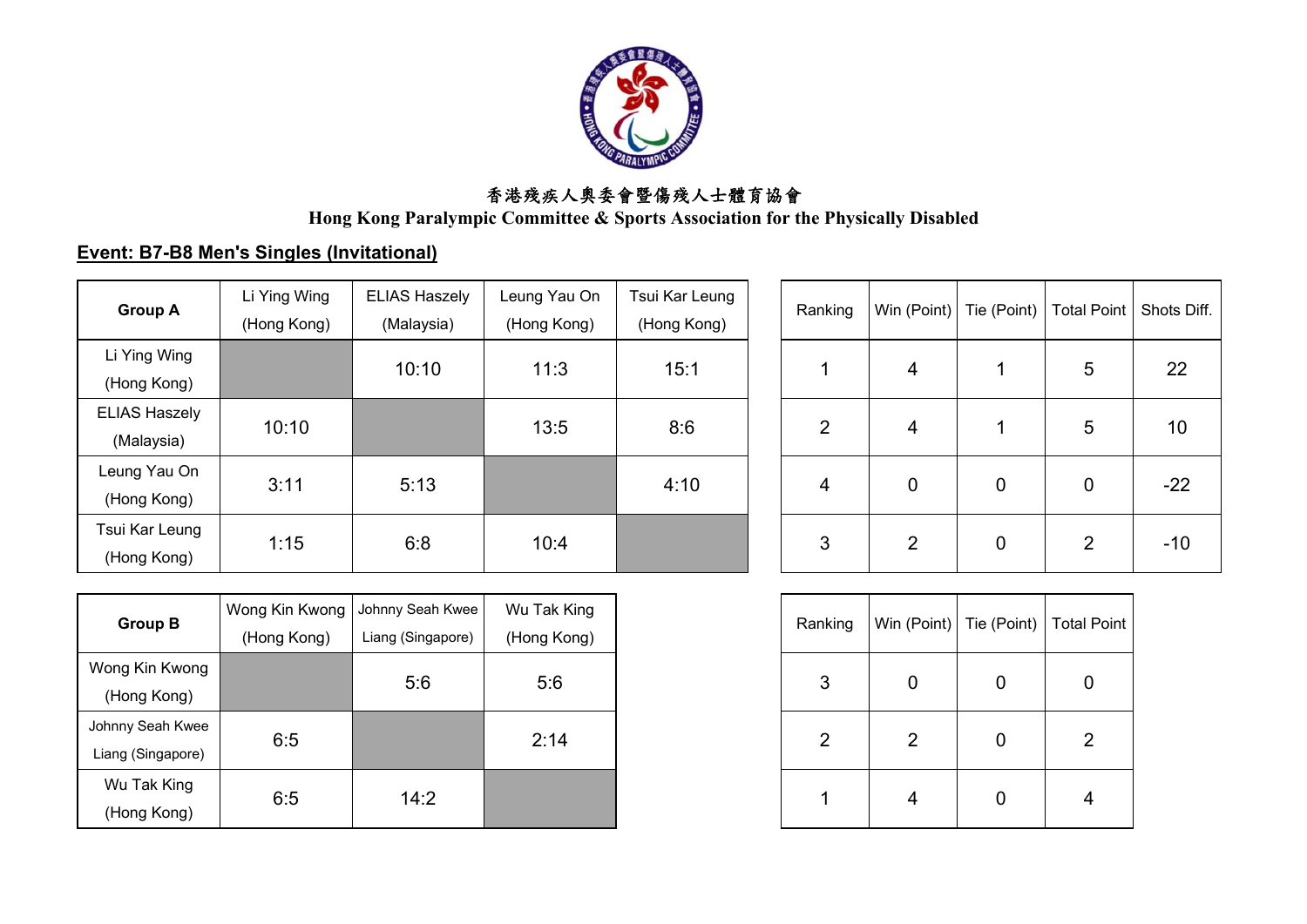香港殘疾人奧委會暨傷殘人士體育協會

**Hong Kong Paralympic Committee & Sports Association for the Physically Disabled**

**Event: B7-B8 Men's Singles (Invitational)**

| Group A | Li Ying Wing (Hong Kong) | ELIAS Haszely (Malaysia) | Leung Yau On (Hong Kong) | Tsui Kar Leung (Hong Kong) | Ranking | Win (Point) | Tie (Point) | Total Point | Shots Diff. |
|---|---|---|---|---|---|---|---|---|---|
| Li Ying Wing (Hong Kong) | | 10:10 | 11:3 | 15:1 | 1 | 4 | 1 | 5 | 22 |
| ELIAS Haszely (Malaysia) | 10:10 | | 13:5 | 8:6 | 2 | 4 | 1 | 5 | 10 |
| Leung Yau On (Hong Kong) | 3:11 | 5:13 | | 4:10 | 4 | 0 | 0 | 0 | -22 |
| Tsui Kar Leung (Hong Kong) | 1:15 | 6:8 | 10:4 | | 3 | 2 | 0 | 2 | -10 |

| Group B | Wong Kin Kwong (Hong Kong) | Johnny Seah Kwee Liang (Singapore) | Wu Tak King (Hong Kong) | Ranking | Win (Point) | Tie (Point) | Total Point |
|---|---|---|---|---|---|---|---|
| Wong Kin Kwong (Hong Kong) | | 5:6 | 5:6 | 3 | 0 | 0 | 0 |
| Johnny Seah Kwee Liang (Singapore) | 6:5 | | 2:14 | 2 | 2 | 0 | 2 |
| Wu Tak King (Hong Kong) | 6:5 | 14:2 | | 1 | 4 | 0 | 4 |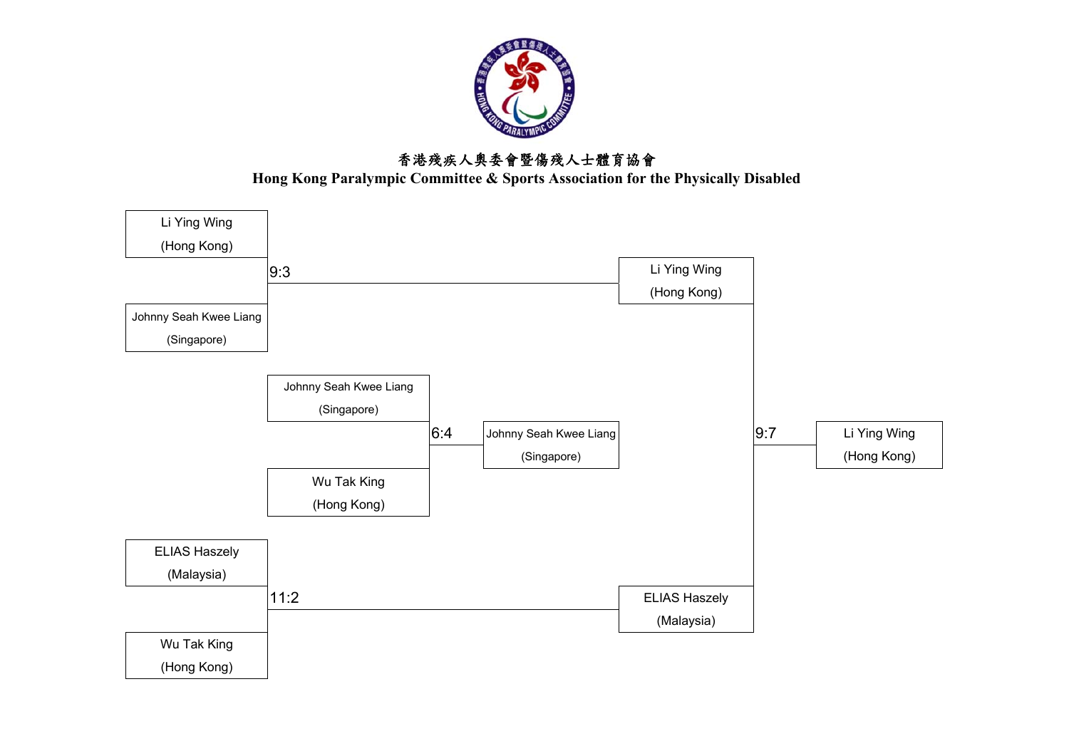香港殘疾人奧委會暨傷殘人士體育協會

**Hong Kong Paralympic Committee & Sports Association for the Physically Disabled**

| Match | Player 1 | Player 2 | Score | Winner |
|---|---|---|---|---|
| 1 | Li Ying Wing (Hong Kong) | Johnny Seah Kwee Liang (Singapore) | 9:3 | Li Ying Wing (Hong Kong) |
| 2 | ELIAS Haszely (Malaysia) | Wu Tak King (Hong Kong) | 11:2 | ELIAS Haszely (Malaysia) |
| 3 | Johnny Seah Kwee Liang (Singapore) | Wu Tak King (Hong Kong) | 6:4 | Johnny Seah Kwee Liang (Singapore) |
| Final | Li Ying Wing (Hong Kong) | ELIAS Haszely (Malaysia) | 9:7 | Li Ying Wing (Hong Kong) |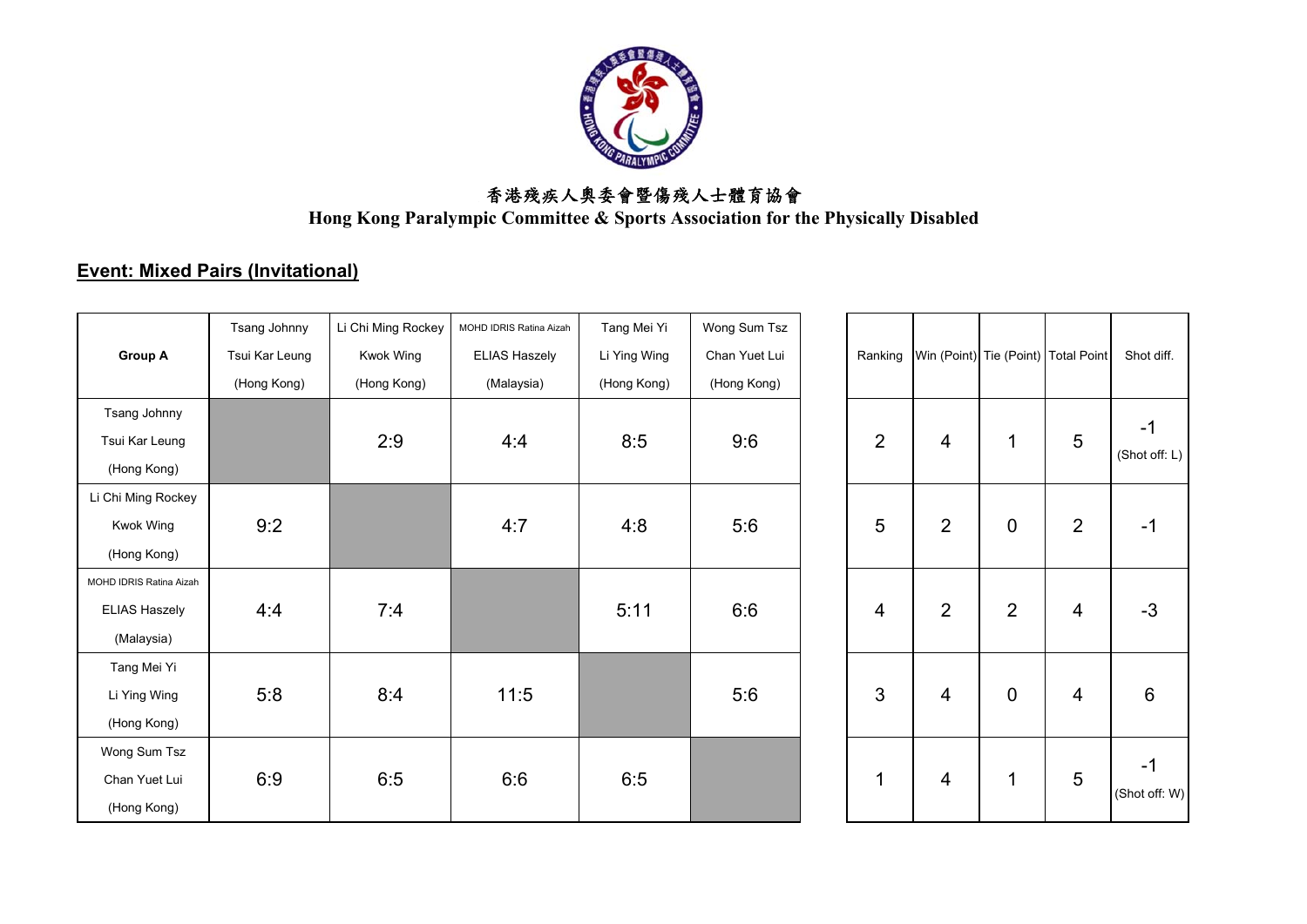香港殘疾人奧委會暨傷殘人士體育協會
**Hong Kong Paralympic Committee & Sports Association for the Physically Disabled**

## Event: Mixed Pairs (Invitational)

| Group A | Tsang Johnny Tsui Kar Leung (Hong Kong) | Li Chi Ming Rockey Kwok Wing (Hong Kong) | MOHD IDRIS Ratina Aizah ELIAS Haszely (Malaysia) | Tang Mei Yi Li Ying Wing (Hong Kong) | Wong Sum Tsz Chan Yuet Lui (Hong Kong) | Ranking | Win (Point) | Tie (Point) | Total Point | Shot diff. |
|---|---|---|---|---|---|---|---|---|---|---|
| Tsang Johnny Tsui Kar Leung (Hong Kong) | | 2:9 | 4:4 | 8:5 | 9:6 | 2 | 4 | 1 | 5 | -1 (Shot off: L) |
| Li Chi Ming Rockey Kwok Wing (Hong Kong) | 9:2 | | 4:7 | 4:8 | 5:6 | 5 | 2 | 0 | 2 | -1 |
| MOHD IDRIS Ratina Aizah ELIAS Haszely (Malaysia) | 4:4 | 7:4 | | 5:11 | 6:6 | 4 | 2 | 2 | 4 | -3 |
| Tang Mei Yi Li Ying Wing (Hong Kong) | 5:8 | 8:4 | 11:5 | | 5:6 | 3 | 4 | 0 | 4 | 6 |
| Wong Sum Tsz Chan Yuet Lui (Hong Kong) | 6:9 | 6:5 | 6:6 | 6:5 | | 1 | 4 | 1 | 5 | -1 (Shot off: W) |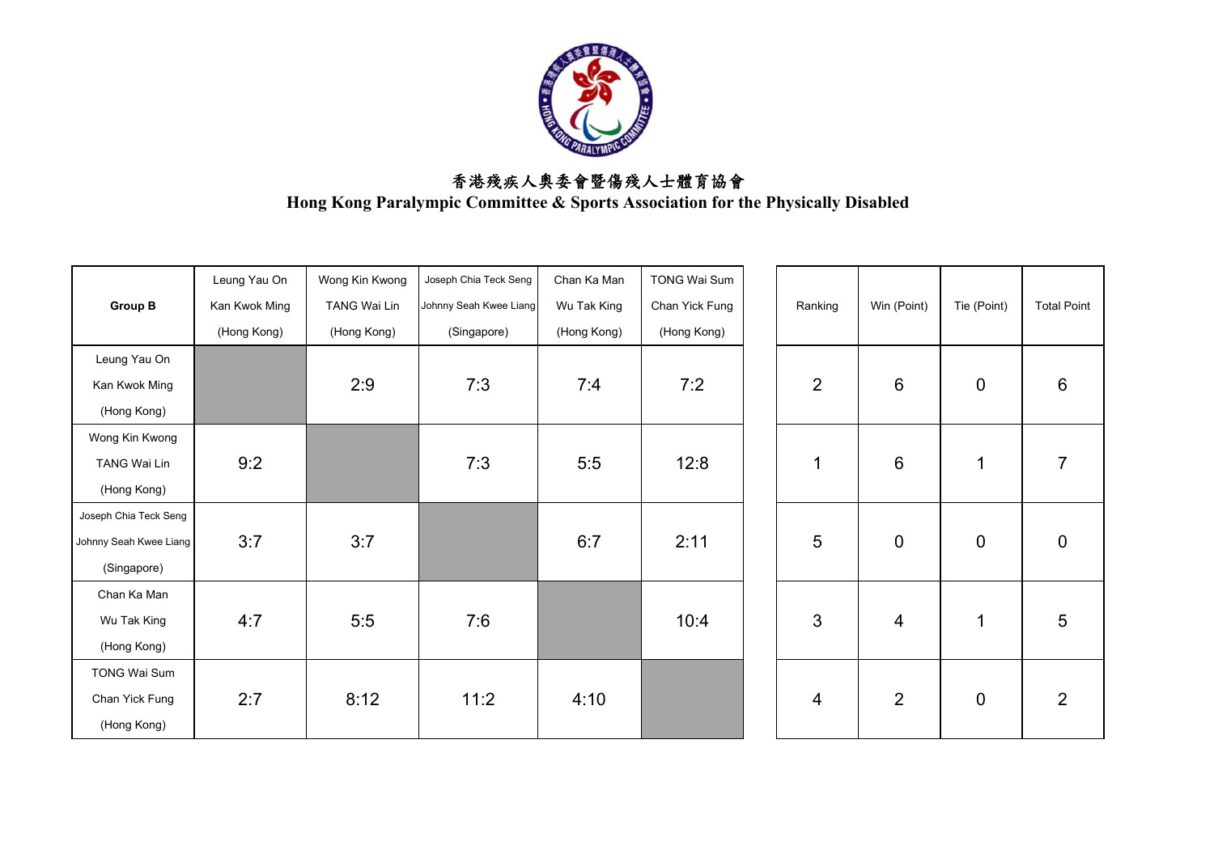# 香港殘疾人奧委會暨傷殘人士體育協會

**Hong Kong Paralympic Committee & Sports Association for the Physically Disabled**

| Group B | Leung Yau On<br>Kan Kwok Ming<br>(Hong Kong) | Wong Kin Kwong<br>TANG Wai Lin<br>(Hong Kong) | Joseph Chia Teck Seng<br>Johnny Seah Kwee Liang<br>(Singapore) | Chan Ka Man<br>Wu Tak King<br>(Hong Kong) | TONG Wai Sum<br>Chan Yick Fung<br>(Hong Kong) | Ranking | Win (Point) | Tie (Point) | Total Point |
|---|---|---|---|---|---|---|---|---|---|
| Leung Yau On<br>Kan Kwok Ming<br>(Hong Kong) | | 2:9 | 7:3 | 7:4 | 7:2 | 2 | 6 | 0 | 6 |
| Wong Kin Kwong<br>TANG Wai Lin<br>(Hong Kong) | 9:2 | | 7:3 | 5:5 | 12:8 | 1 | 6 | 1 | 7 |
| Joseph Chia Teck Seng<br>Johnny Seah Kwee Liang<br>(Singapore) | 3:7 | 3:7 | | 6:7 | 2:11 | 5 | 0 | 0 | 0 |
| Chan Ka Man<br>Wu Tak King<br>(Hong Kong) | 4:7 | 5:5 | 7:6 | | 10:4 | 3 | 4 | 1 | 5 |
| TONG Wai Sum<br>Chan Yick Fung<br>(Hong Kong) | 2:7 | 8:12 | 11:2 | 4:10 | | 4 | 2 | 0 | 2 |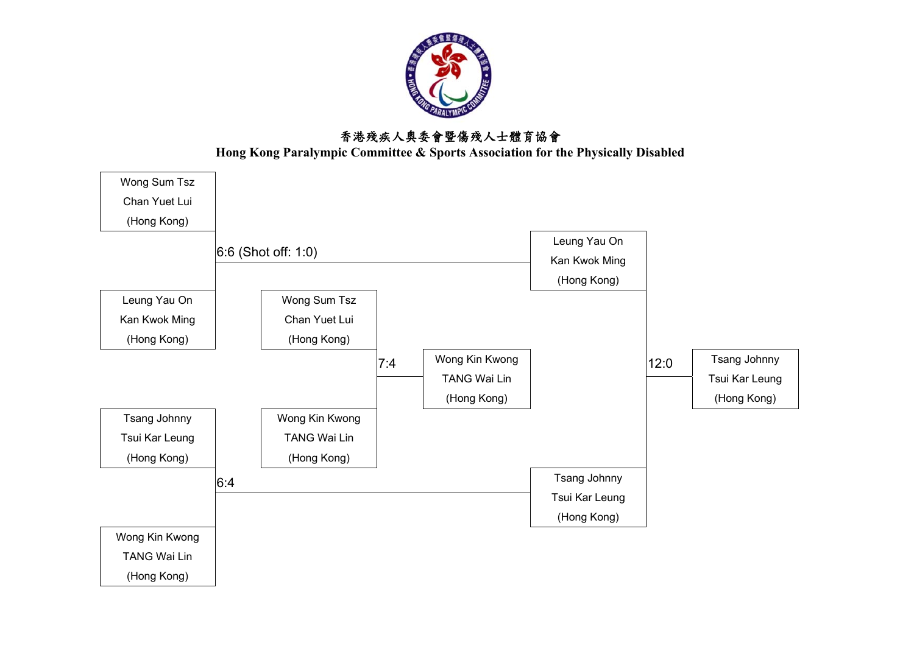香港殘疾人奧委會暨傷殘人士體育協會
**Hong Kong Paralympic Committee & Sports Association for the Physically Disabled**

Wong Sum Tsz
Chan Yuet Lui
(Hong Kong)

6:6 (Shot off: 1:0)

Leung Yau On
Kan Kwok Ming
(Hong Kong)

Leung Yau On
Kan Kwok Ming
(Hong Kong)

Wong Sum Tsz
Chan Yuet Lui
(Hong Kong)

7:4

Wong Kin Kwong
TANG Wai Lin
(Hong Kong)

12:0

Tsang Johnny
Tsui Kar Leung
(Hong Kong)

Tsang Johnny
Tsui Kar Leung
(Hong Kong)

Wong Kin Kwong
TANG Wai Lin
(Hong Kong)

6:4

Tsang Johnny
Tsui Kar Leung
(Hong Kong)

Wong Kin Kwong
TANG Wai Lin
(Hong Kong)